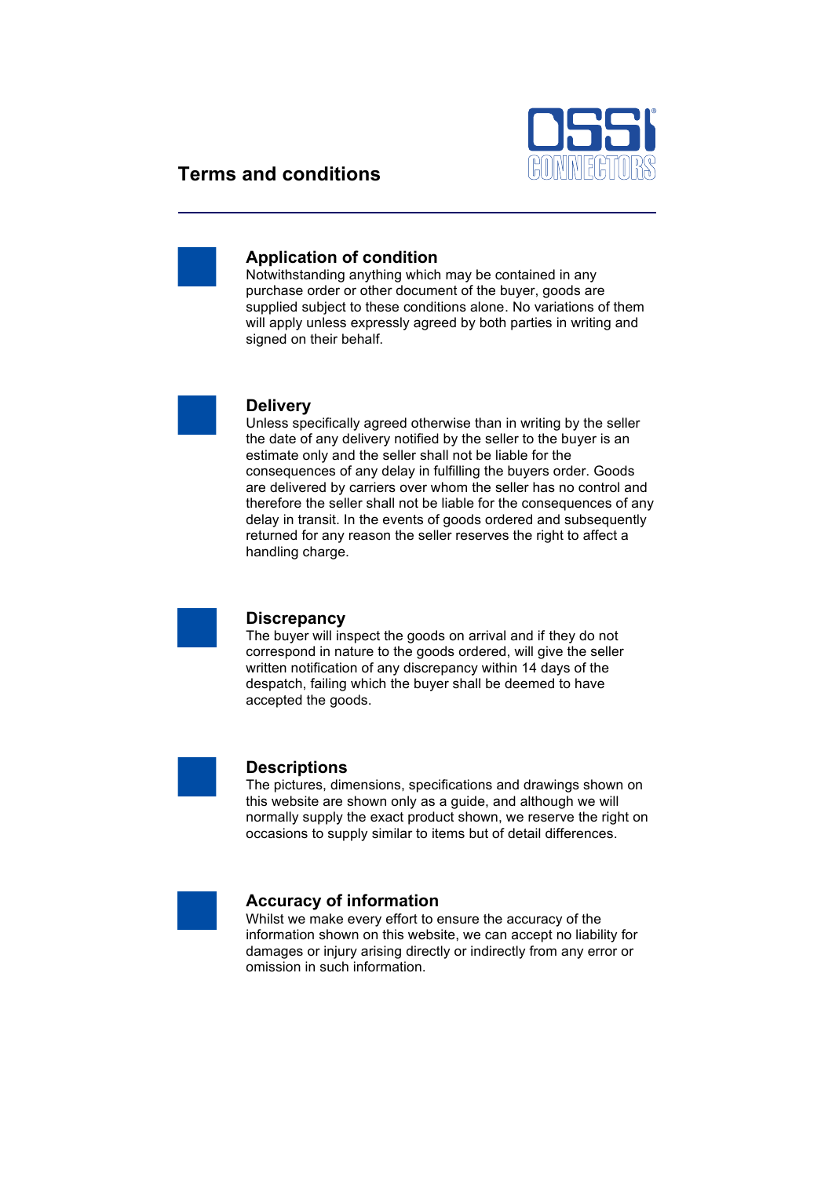# Terms and conditions

## Application of condition

Notwithstanding anything which may be contained in any purchase order or other document of the buyer, goods are supplied subject to these conditions alone. No variations of them will apply unless expressly agreed by both parties in writing and signed on their behalf.

## Delivery

Unless specifically agreed otherwise than in writing by the seller the date of any delivery notified by the seller to the buyer is an estimate only and the seller shall not be liable for the consequences of any delay in fulfilling the buyers order. Goods are delivered by carriers over whom the seller has no control and therefore the seller shall not be liable for the consequences of any delay in transit. In the events of goods ordered and subsequently returned for any reason the seller reserves the right to affect a handling charge.

## Discrepancy

The buyer will inspect the goods on arrival and if they do not correspond in nature to the goods ordered, will give the seller written notification of any discrepancy within 14 days of the despatch, failing which the buyer shall be deemed to have accepted the goods.

## Descriptions

The pictures, dimensions, specifications and drawings shown on this website are shown only as a guide, and although we will normally supply the exact product shown, we reserve the right on occasions to supply similar to items but of detail differences.

## Accuracy of information

Whilst we make every effort to ensure the accuracy of the information shown on this website, we can accept no liability for damages or injury arising directly or indirectly from any error or omission in such information.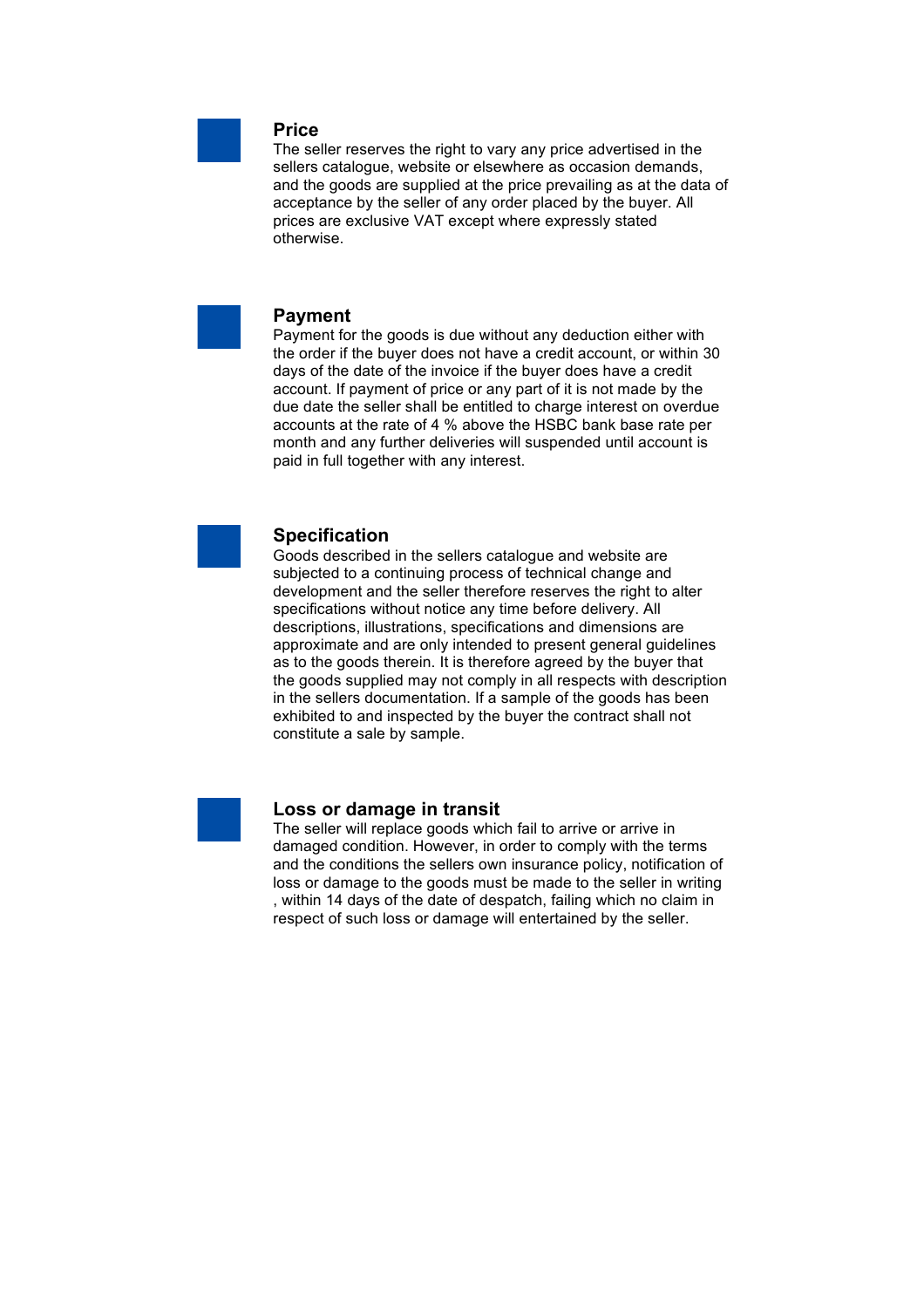## Price

The seller reserves the right to vary any price advertised in the sellers catalogue, website or elsewhere as occasion demands, and the goods are supplied at the price prevailing as at the data of acceptance by the seller of any order placed by the buyer. All prices are exclusive VAT except where expressly stated otherwise.

## Payment

Payment for the goods is due without any deduction either with the order if the buyer does not have a credit account, or within 30 days of the date of the invoice if the buyer does have a credit account. If payment of price or any part of it is not made by the due date the seller shall be entitled to charge interest on overdue accounts at the rate of 4 % above the HSBC bank base rate per month and any further deliveries will suspended until account is paid in full together with any interest.

## Specification

Goods described in the sellers catalogue and website are subjected to a continuing process of technical change and development and the seller therefore reserves the right to alter specifications without notice any time before delivery. All descriptions, illustrations, specifications and dimensions are approximate and are only intended to present general guidelines as to the goods therein. It is therefore agreed by the buyer that the goods supplied may not comply in all respects with description in the sellers documentation. If a sample of the goods has been exhibited to and inspected by the buyer the contract shall not constitute a sale by sample.

## Loss or damage in transit

The seller will replace goods which fail to arrive or arrive in damaged condition. However, in order to comply with the terms and the conditions the sellers own insurance policy, notification of loss or damage to the goods must be made to the seller in writing , within 14 days of the date of despatch, failing which no claim in respect of such loss or damage will entertained by the seller.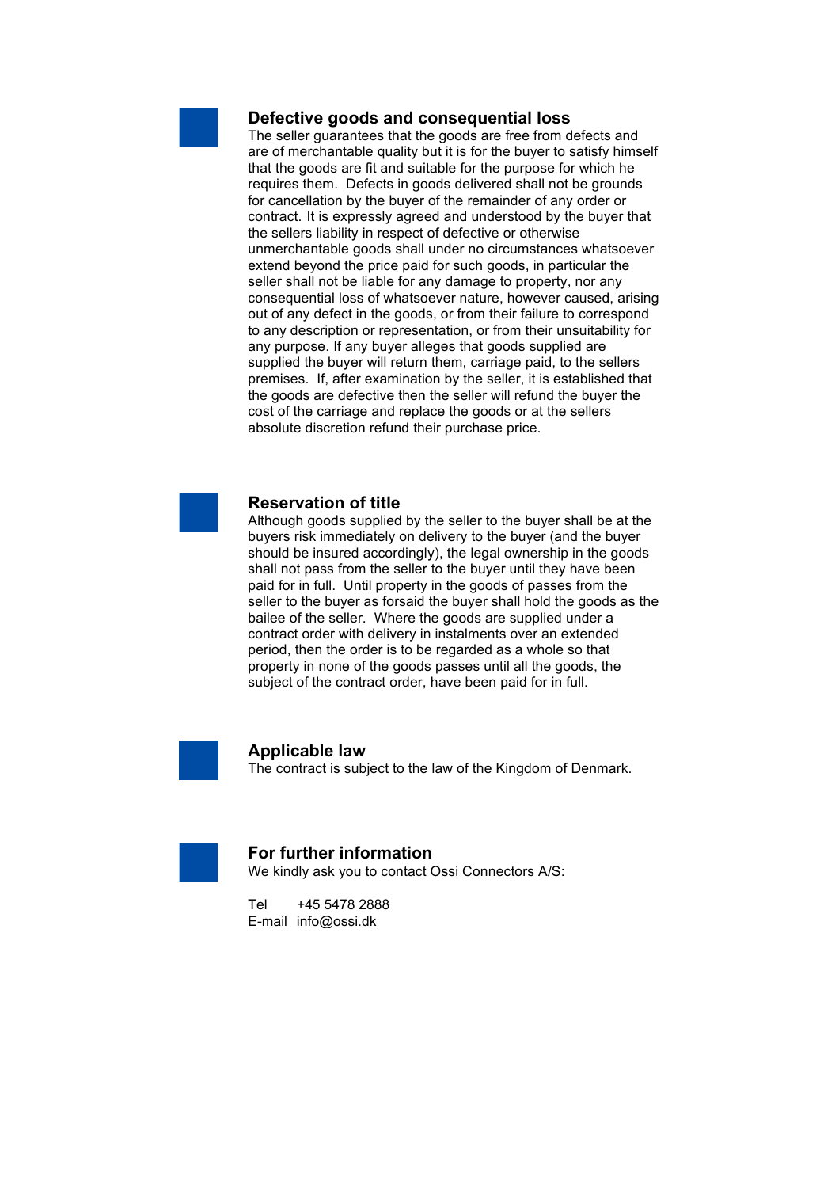## Defective goods and consequential loss

The seller guarantees that the goods are free from defects and are of merchantable quality but it is for the buyer to satisfy himself that the goods are fit and suitable for the purpose for which he requires them. Defects in goods delivered shall not be grounds for cancellation by the buyer of the remainder of any order or contract. It is expressly agreed and understood by the buyer that the sellers liability in respect of defective or otherwise unmerchantable goods shall under no circumstances whatsoever extend beyond the price paid for such goods, in particular the seller shall not be liable for any damage to property, nor any consequential loss of whatsoever nature, however caused, arising out of any defect in the goods, or from their failure to correspond to any description or representation, or from their unsuitability for any purpose. If any buyer alleges that goods supplied are supplied the buyer will return them, carriage paid, to the sellers premises. If, after examination by the seller, it is established that the goods are defective then the seller will refund the buyer the cost of the carriage and replace the goods or at the sellers absolute discretion refund their purchase price.

## Reservation of title

Although goods supplied by the seller to the buyer shall be at the buyers risk immediately on delivery to the buyer (and the buyer should be insured accordingly), the legal ownership in the goods shall not pass from the seller to the buyer until they have been paid for in full. Until property in the goods of passes from the seller to the buyer as forsaid the buyer shall hold the goods as the bailee of the seller. Where the goods are supplied under a contract order with delivery in instalments over an extended period, then the order is to be regarded as a whole so that property in none of the goods passes until all the goods, the subject of the contract order, have been paid for in full.

## Applicable law

The contract is subject to the law of the Kingdom of Denmark.

## For further information

We kindly ask you to contact Ossi Connectors A/S:

Tel +45 5478 2888
E-mail info@ossi.dk